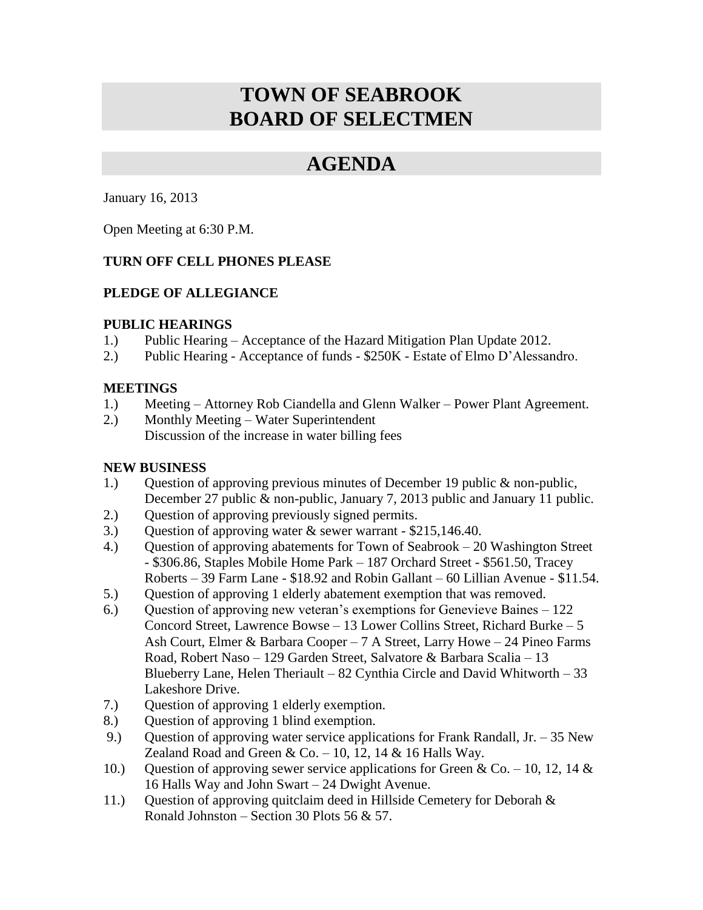# TOWN OF SEABROOK
# BOARD OF SELECTMEN

## AGENDA

January 16, 2013

Open Meeting at 6:30 P.M.

**TURN OFF CELL PHONES PLEASE**

**PLEDGE OF ALLEGIANCE**

**PUBLIC HEARINGS**

1.) Public Hearing – Acceptance of the Hazard Mitigation Plan Update 2012.
2.) Public Hearing - Acceptance of funds - $250K - Estate of Elmo D'Alessandro.

**MEETINGS**

1.) Meeting – Attorney Rob Ciandella and Glenn Walker – Power Plant Agreement.
2.) Monthly Meeting – Water Superintendent
Discussion of the increase in water billing fees

**NEW BUSINESS**

1.) Question of approving previous minutes of December 19 public & non-public, December 27 public & non-public, January 7, 2013 public and January 11 public.
2.) Question of approving previously signed permits.
3.) Question of approving water & sewer warrant - $215,146.40.
4.) Question of approving abatements for Town of Seabrook – 20 Washington Street - $306.86, Staples Mobile Home Park – 187 Orchard Street - $561.50, Tracey Roberts – 39 Farm Lane - $18.92 and Robin Gallant – 60 Lillian Avenue - $11.54.
5.) Question of approving 1 elderly abatement exemption that was removed.
6.) Question of approving new veteran's exemptions for Genevieve Baines – 122 Concord Street, Lawrence Bowse – 13 Lower Collins Street, Richard Burke – 5 Ash Court, Elmer & Barbara Cooper – 7 A Street, Larry Howe – 24 Pineo Farms Road, Robert Naso – 129 Garden Street, Salvatore & Barbara Scalia – 13 Blueberry Lane, Helen Theriault – 82 Cynthia Circle and David Whitworth – 33 Lakeshore Drive.
7.) Question of approving 1 elderly exemption.
8.) Question of approving 1 blind exemption.
9.) Question of approving water service applications for Frank Randall, Jr. – 35 New Zealand Road and Green & Co. – 10, 12, 14 & 16 Halls Way.
10.) Question of approving sewer service applications for Green & Co. – 10, 12, 14 & 16 Halls Way and John Swart – 24 Dwight Avenue.
11.) Question of approving quitclaim deed in Hillside Cemetery for Deborah & Ronald Johnston – Section 30 Plots 56 & 57.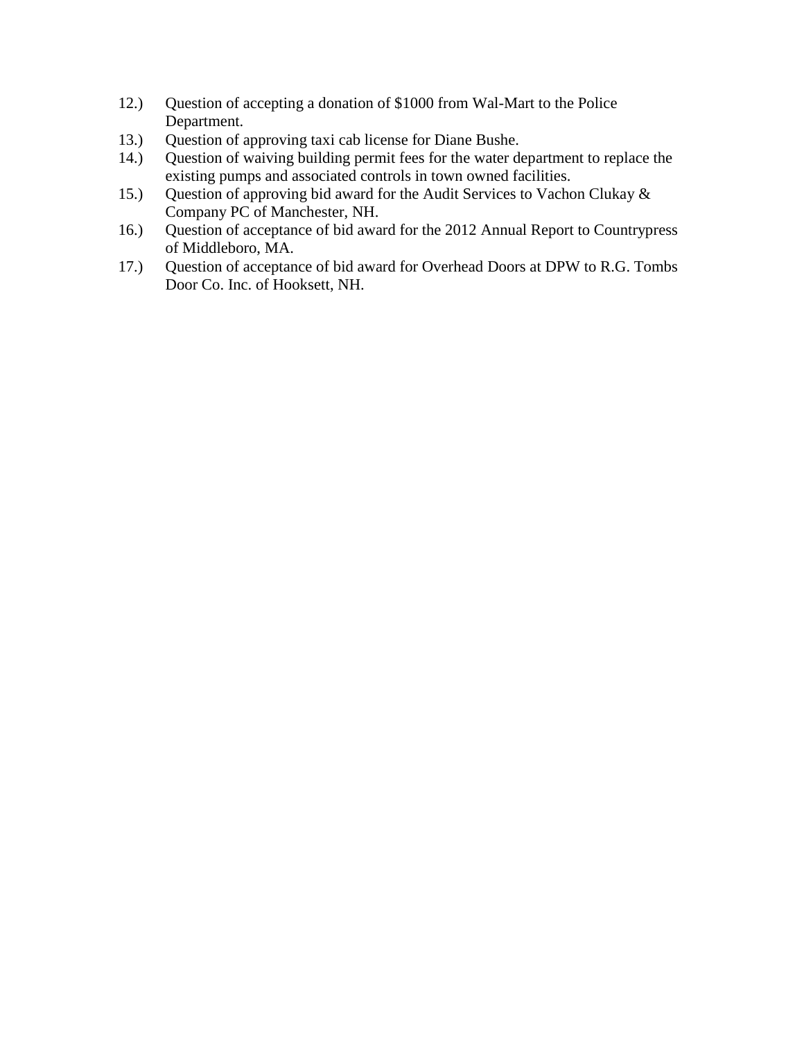12.) Question of accepting a donation of $1000 from Wal-Mart to the Police Department.

13.) Question of approving taxi cab license for Diane Bushe.

14.) Question of waiving building permit fees for the water department to replace the existing pumps and associated controls in town owned facilities.

15.) Question of approving bid award for the Audit Services to Vachon Clukay & Company PC of Manchester, NH.

16.) Question of acceptance of bid award for the 2012 Annual Report to Countrypress of Middleboro, MA.

17.) Question of acceptance of bid award for Overhead Doors at DPW to R.G. Tombs Door Co. Inc. of Hooksett, NH.